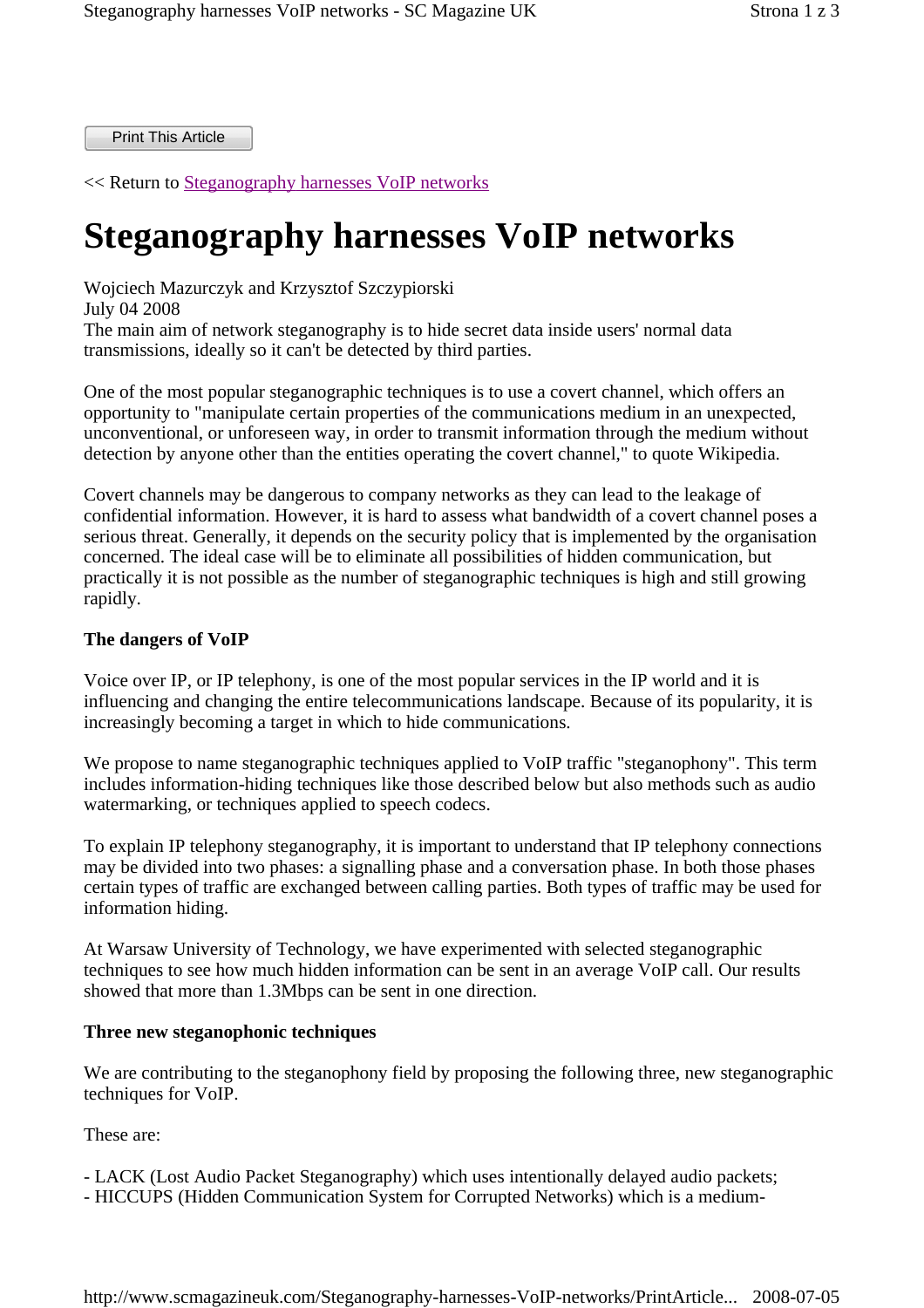Print This Article

<< Return to Steganography harnesses VoIP networks

# Steganography harnesses VoIP networks

Wojciech Mazurczyk and Krzysztof Szczypiorski
July 04 2008
The main aim of network steganography is to hide secret data inside users' normal data transmissions, ideally so it can't be detected by third parties.

One of the most popular steganographic techniques is to use a covert channel, which offers an opportunity to "manipulate certain properties of the communications medium in an unexpected, unconventional, or unforeseen way, in order to transmit information through the medium without detection by anyone other than the entities operating the covert channel," to quote Wikipedia.

Covert channels may be dangerous to company networks as they can lead to the leakage of confidential information. However, it is hard to assess what bandwidth of a covert channel poses a serious threat. Generally, it depends on the security policy that is implemented by the organisation concerned. The ideal case will be to eliminate all possibilities of hidden communication, but practically it is not possible as the number of steganographic techniques is high and still growing rapidly.

**The dangers of VoIP**

Voice over IP, or IP telephony, is one of the most popular services in the IP world and it is influencing and changing the entire telecommunications landscape. Because of its popularity, it is increasingly becoming a target in which to hide communications.

We propose to name steganographic techniques applied to VoIP traffic "steganophony". This term includes information-hiding techniques like those described below but also methods such as audio watermarking, or techniques applied to speech codecs.

To explain IP telephony steganography, it is important to understand that IP telephony connections may be divided into two phases: a signalling phase and a conversation phase. In both those phases certain types of traffic are exchanged between calling parties. Both types of traffic may be used for information hiding.

At Warsaw University of Technology, we have experimented with selected steganographic techniques to see how much hidden information can be sent in an average VoIP call. Our results showed that more than 1.3Mbps can be sent in one direction.

**Three new steganophonic techniques**

We are contributing to the steganophony field by proposing the following three, new steganographic techniques for VoIP.

These are:

- LACK (Lost Audio Packet Steganography) which uses intentionally delayed audio packets;
- HICCUPS (Hidden Communication System for Corrupted Networks) which is a medium-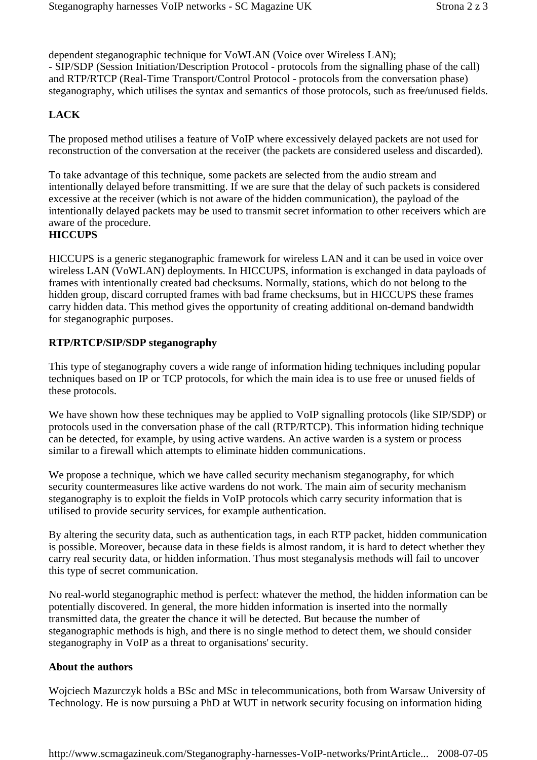dependent steganographic technique for VoWLAN (Voice over Wireless LAN);
- SIP/SDP (Session Initiation/Description Protocol - protocols from the signalling phase of the call) and RTP/RTCP (Real-Time Transport/Control Protocol - protocols from the conversation phase) steganography, which utilises the syntax and semantics of those protocols, such as free/unused fields.

**LACK**

The proposed method utilises a feature of VoIP where excessively delayed packets are not used for reconstruction of the conversation at the receiver (the packets are considered useless and discarded).

To take advantage of this technique, some packets are selected from the audio stream and intentionally delayed before transmitting. If we are sure that the delay of such packets is considered excessive at the receiver (which is not aware of the hidden communication), the payload of the intentionally delayed packets may be used to transmit secret information to other receivers which are aware of the procedure.

**HICCUPS**

HICCUPS is a generic steganographic framework for wireless LAN and it can be used in voice over wireless LAN (VoWLAN) deployments. In HICCUPS, information is exchanged in data payloads of frames with intentionally created bad checksums. Normally, stations, which do not belong to the hidden group, discard corrupted frames with bad frame checksums, but in HICCUPS these frames carry hidden data. This method gives the opportunity of creating additional on-demand bandwidth for steganographic purposes.

**RTP/RTCP/SIP/SDP steganography**

This type of steganography covers a wide range of information hiding techniques including popular techniques based on IP or TCP protocols, for which the main idea is to use free or unused fields of these protocols.

We have shown how these techniques may be applied to VoIP signalling protocols (like SIP/SDP) or protocols used in the conversation phase of the call (RTP/RTCP). This information hiding technique can be detected, for example, by using active wardens. An active warden is a system or process similar to a firewall which attempts to eliminate hidden communications.

We propose a technique, which we have called security mechanism steganography, for which security countermeasures like active wardens do not work. The main aim of security mechanism steganography is to exploit the fields in VoIP protocols which carry security information that is utilised to provide security services, for example authentication.

By altering the security data, such as authentication tags, in each RTP packet, hidden communication is possible. Moreover, because data in these fields is almost random, it is hard to detect whether they carry real security data, or hidden information. Thus most steganalysis methods will fail to uncover this type of secret communication.

No real-world steganographic method is perfect: whatever the method, the hidden information can be potentially discovered. In general, the more hidden information is inserted into the normally transmitted data, the greater the chance it will be detected. But because the number of steganographic methods is high, and there is no single method to detect them, we should consider steganography in VoIP as a threat to organisations' security.

**About the authors**

Wojciech Mazurczyk holds a BSc and MSc in telecommunications, both from Warsaw University of Technology. He is now pursuing a PhD at WUT in network security focusing on information hiding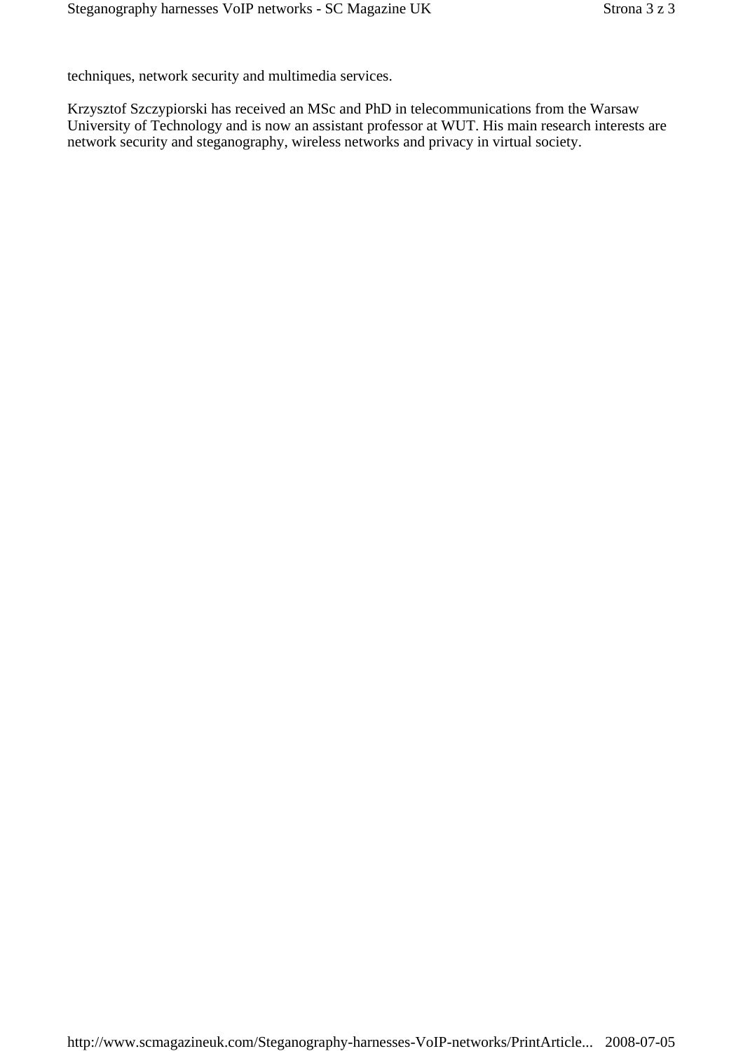techniques, network security and multimedia services.

Krzysztof Szczypiorski has received an MSc and PhD in telecommunications from the Warsaw University of Technology and is now an assistant professor at WUT. His main research interests are network security and steganography, wireless networks and privacy in virtual society.